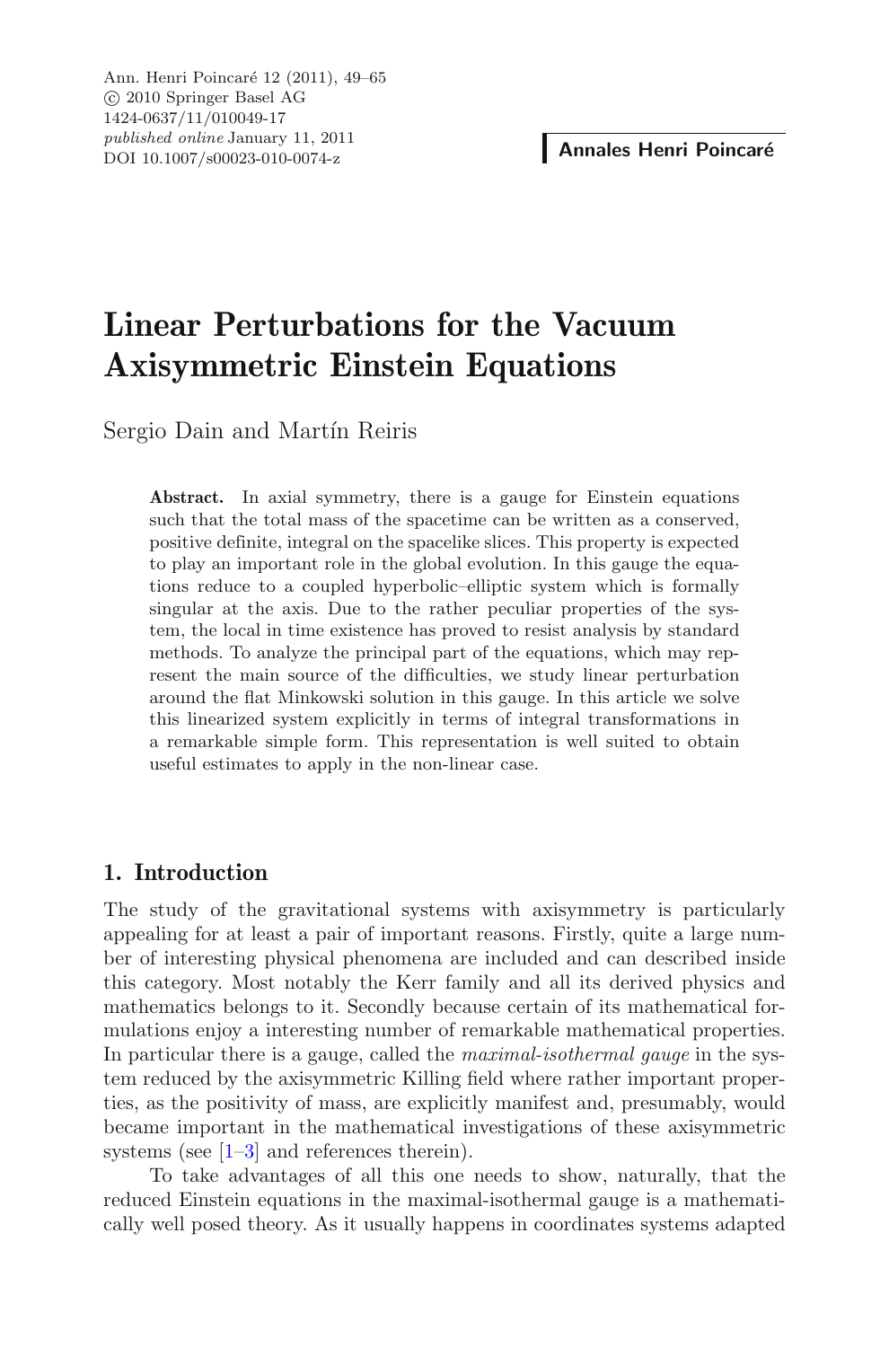# Linear Perturbations for the Vacuum Axisymmetric Einstein Equations

Sergio Dain and Martín Reiris

**Abstract.** In axial symmetry, there is a gauge for Einstein equations such that the total mass of the spacetime can be written as a conserved, positive definite, integral on the spacelike slices. This property is expected to play an important role in the global evolution. In this gauge the equations reduce to a coupled hyperbolic–elliptic system which is formally singular at the axis. Due to the rather peculiar properties of the system, the local in time existence has proved to resist analysis by standard methods. To analyze the principal part of the equations, which may represent the main source of the difficulties, we study linear perturbation around the flat Minkowski solution in this gauge. In this article we solve this linearized system explicitly in terms of integral transformations in a remarkable simple form. This representation is well suited to obtain useful estimates to apply in the non-linear case.

## 1. Introduction

The study of the gravitational systems with axisymmetry is particularly appealing for at least a pair of important reasons. Firstly, quite a large number of interesting physical phenomena are included and can described inside this category. Most notably the Kerr family and all its derived physics and mathematics belongs to it. Secondly because certain of its mathematical formulations enjoy a interesting number of remarkable mathematical properties. In particular there is a gauge, called the *maximal-isothermal gauge* in the system reduced by the axisymmetric Killing field where rather important properties, as the positivity of mass, are explicitly manifest and, presumably, would became important in the mathematical investigations of these axisymmetric systems (see [1–3] and references therein).

To take advantages of all this one needs to show, naturally, that the reduced Einstein equations in the maximal-isothermal gauge is a mathematically well posed theory. As it usually happens in coordinates systems adapted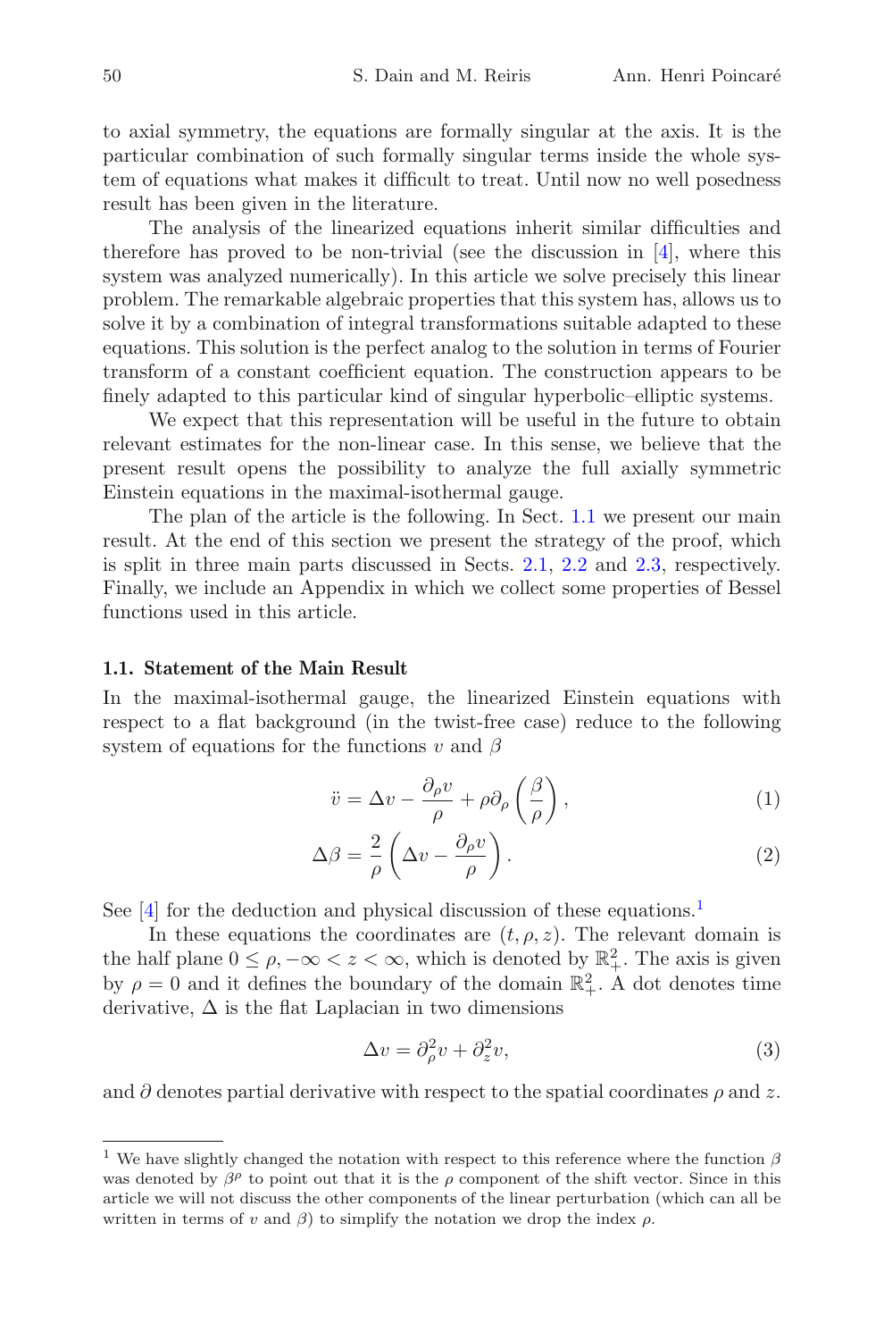to axial symmetry, the equations are formally singular at the axis. It is the particular combination of such formally singular terms inside the whole system of equations what makes it difficult to treat. Until now no well posedness result has been given in the literature.

The analysis of the linearized equations inherit similar difficulties and therefore has proved to be non-trivial (see the discussion in [4], where this system was analyzed numerically). In this article we solve precisely this linear problem. The remarkable algebraic properties that this system has, allows us to solve it by a combination of integral transformations suitable adapted to these equations. This solution is the perfect analog to the solution in terms of Fourier transform of a constant coefficient equation. The construction appears to be finely adapted to this particular kind of singular hyperbolic–elliptic systems.

We expect that this representation will be useful in the future to obtain relevant estimates for the non-linear case. In this sense, we believe that the present result opens the possibility to analyze the full axially symmetric Einstein equations in the maximal-isothermal gauge.

The plan of the article is the following. In Sect. 1.1 we present our main result. At the end of this section we present the strategy of the proof, which is split in three main parts discussed in Sects. 2.1, 2.2 and 2.3, respectively. Finally, we include an Appendix in which we collect some properties of Bessel functions used in this article.

### 1.1. Statement of the Main Result

In the maximal-isothermal gauge, the linearized Einstein equations with respect to a flat background (in the twist-free case) reduce to the following system of equations for the functions $v$ and $\beta$

$$\ddot{v} = \Delta v - \frac{\partial_\rho v}{\rho} + \rho \partial_\rho \left(\frac{\beta}{\rho}\right), \tag{1}$$

$$\Delta \beta = \frac{2}{\rho}\left(\Delta v - \frac{\partial_\rho v}{\rho}\right). \tag{2}$$

See [4] for the deduction and physical discussion of these equations.[1]

In these equations the coordinates are $(t, \rho, z)$. The relevant domain is the half plane $0 \leq \rho, -\infty < z < \infty$, which is denoted by $\mathbb{R}^2_+$. The axis is given by $\rho = 0$ and it defines the boundary of the domain $\mathbb{R}^2_+$. A dot denotes time derivative, $\Delta$ is the flat Laplacian in two dimensions

$$\Delta v = \partial_\rho^2 v + \partial_z^2 v, \tag{3}$$

and $\partial$ denotes partial derivative with respect to the spatial coordinates $\rho$ and $z$.

---

[1] We have slightly changed the notation with respect to this reference where the function $\beta$ was denoted by $\beta^\rho$ to point out that it is the $\rho$ component of the shift vector. Since in this article we will not discuss the other components of the linear perturbation (which can all be written in terms of $v$ and $\beta$) to simplify the notation we drop the index $\rho$.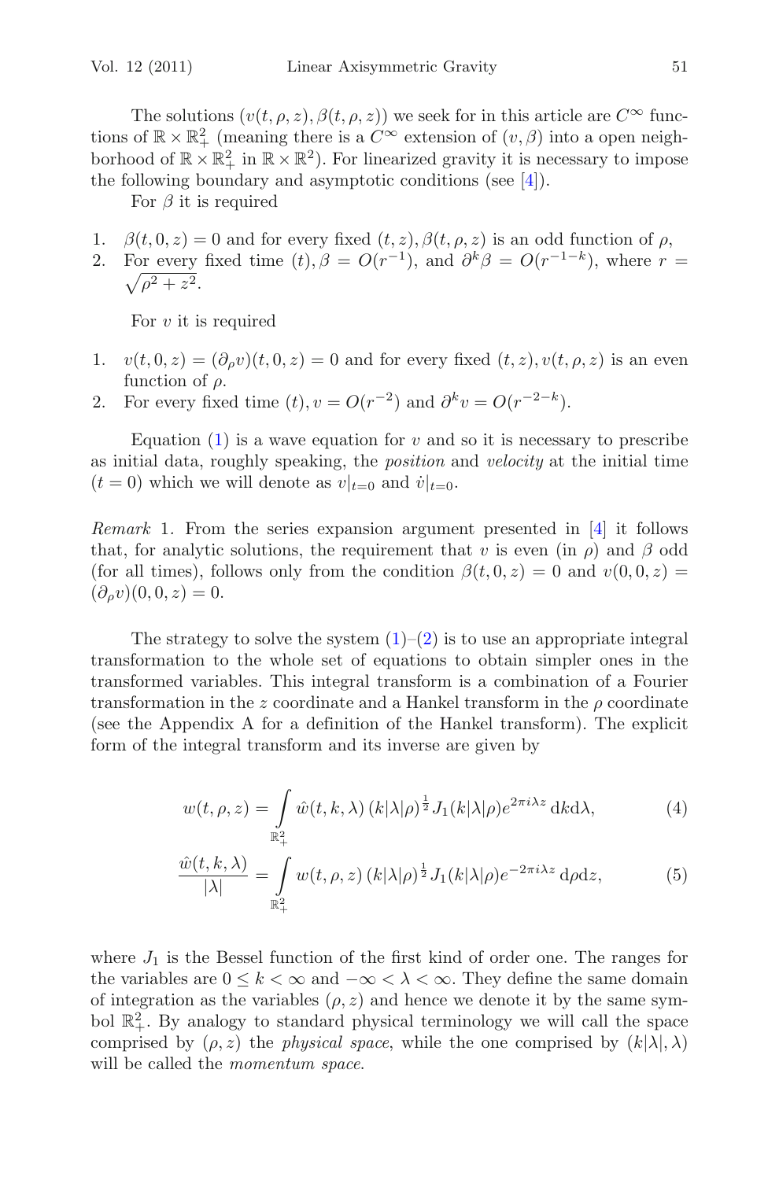The solutions $(v(t, \rho, z), \beta(t, \rho, z))$ we seek for in this article are $C^\infty$ functions of $\mathbb{R} \times \mathbb{R}^2_+$ (meaning there is a $C^\infty$ extension of $(v, \beta)$ into a open neighborhood of $\mathbb{R} \times \mathbb{R}^2_+$ in $\mathbb{R} \times \mathbb{R}^2$). For linearized gravity it is necessary to impose the following boundary and asymptotic conditions (see [4]).

For $\beta$ it is required

1. $\beta(t, 0, z) = 0$ and for every fixed $(t, z), \beta(t, \rho, z)$ is an odd function of $\rho$,
2. For every fixed time $(t), \beta = O(r^{-1})$, and $\partial^k \beta = O(r^{-1-k})$, where $r = \sqrt{\rho^2 + z^2}$.

For $v$ it is required

1. $v(t, 0, z) = (\partial_\rho v)(t, 0, z) = 0$ and for every fixed $(t, z), v(t, \rho, z)$ is an even function of $\rho$.
2. For every fixed time $(t), v = O(r^{-2})$ and $\partial^k v = O(r^{-2-k})$.

Equation (1) is a wave equation for $v$ and so it is necessary to prescribe as initial data, roughly speaking, the *position* and *velocity* at the initial time $(t = 0)$ which we will denote as $v|_{t=0}$ and $\dot{v}|_{t=0}$.

*Remark* 1. From the series expansion argument presented in [4] it follows that, for analytic solutions, the requirement that $v$ is even (in $\rho$) and $\beta$ odd (for all times), follows only from the condition $\beta(t, 0, z) = 0$ and $v(0, 0, z) = (\partial_\rho v)(0, 0, z) = 0$.

The strategy to solve the system (1)–(2) is to use an appropriate integral transformation to the whole set of equations to obtain simpler ones in the transformed variables. This integral transform is a combination of a Fourier transformation in the $z$ coordinate and a Hankel transform in the $\rho$ coordinate (see the Appendix A for a definition of the Hankel transform). The explicit form of the integral transform and its inverse are given by

$$w(t, \rho, z) = \int_{\mathbb{R}^2_+} \hat{w}(t, k, \lambda)\, (k|\lambda|\rho)^{\frac{1}{2}} J_1(k|\lambda|\rho) e^{2\pi i \lambda z}\, \mathrm{d}k \mathrm{d}\lambda, \tag{4}$$

$$\frac{\hat{w}(t, k, \lambda)}{|\lambda|} = \int_{\mathbb{R}^2_+} w(t, \rho, z)\, (k|\lambda|\rho)^{\frac{1}{2}} J_1(k|\lambda|\rho) e^{-2\pi i \lambda z}\, \mathrm{d}\rho \mathrm{d}z, \tag{5}$$

where $J_1$ is the Bessel function of the first kind of order one. The ranges for the variables are $0 \leq k < \infty$ and $-\infty < \lambda < \infty$. They define the same domain of integration as the variables $(\rho, z)$ and hence we denote it by the same symbol $\mathbb{R}^2_+$. By analogy to standard physical terminology we will call the space comprised by $(\rho, z)$ the *physical space*, while the one comprised by $(k|\lambda|, \lambda)$ will be called the *momentum space*.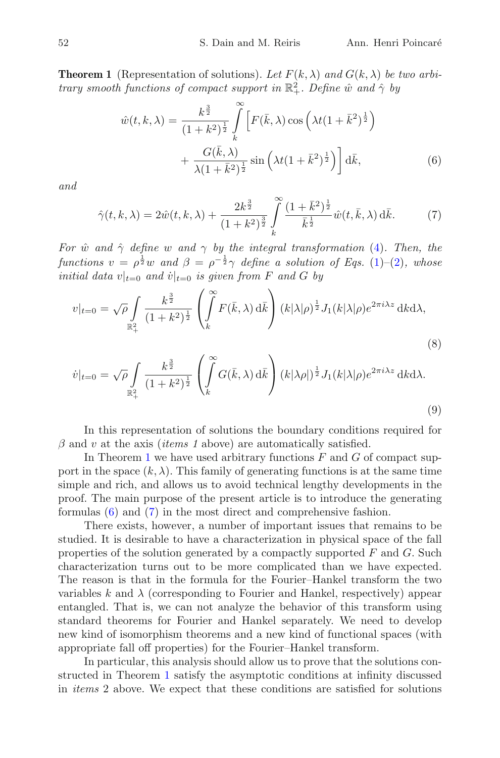**Theorem 1** (Representation of solutions). *Let $F(k,\lambda)$ and $G(k,\lambda)$ be two arbitrary smooth functions of compact support in $\mathbb{R}^2_+$. Define $\hat{w}$ and $\hat{\gamma}$ by*

$$\hat{w}(t,k,\lambda) = \frac{k^{\frac{3}{2}}}{(1+k^2)^{\frac{1}{2}}} \int_k^\infty \left[ F(\bar{k},\lambda)\cos\left(\lambda t(1+\bar{k}^2)^{\frac{1}{2}}\right) + \frac{G(\bar{k},\lambda)}{\lambda(1+\bar{k}^2)^{\frac{1}{2}}}\sin\left(\lambda t(1+\bar{k}^2)^{\frac{1}{2}}\right)\right] \mathrm{d}\bar{k}, \tag{6}$$

*and*

$$\hat{\gamma}(t,k,\lambda) = 2\hat{w}(t,k,\lambda) + \frac{2k^{\frac{3}{2}}}{(1+k^2)^{\frac{3}{2}}} \int_k^\infty \frac{(1+\bar{k}^2)^{\frac{1}{2}}}{\bar{k}^{\frac{1}{2}}} \hat{w}(t,\bar{k},\lambda)\,\mathrm{d}\bar{k}. \tag{7}$$

*For $\hat{w}$ and $\hat{\gamma}$ define $w$ and $\gamma$ by the integral transformation (4). Then, the functions $v = \rho^{\frac{1}{2}} w$ and $\beta = \rho^{-\frac{1}{2}}\gamma$ define a solution of Eqs. (1)–(2), whose initial data $v|_{t=0}$ and $\dot{v}|_{t=0}$ is given from $F$ and $G$ by*

$$v|_{t=0} = \sqrt{\rho} \int_{\mathbb{R}^2_+} \frac{k^{\frac{3}{2}}}{(1+k^2)^{\frac{1}{2}}} \left( \int_k^\infty F(\bar{k},\lambda)\,\mathrm{d}\bar{k} \right) (k|\lambda|\rho)^{\frac{1}{2}} J_1(k|\lambda|\rho) e^{2\pi i\lambda z}\,\mathrm{d}k\mathrm{d}\lambda, \tag{8}$$

$$\dot{v}|_{t=0} = \sqrt{\rho} \int_{\mathbb{R}^2_+} \frac{k^{\frac{3}{2}}}{(1+k^2)^{\frac{1}{2}}} \left( \int_k^\infty G(\bar{k},\lambda)\,\mathrm{d}\bar{k} \right) (k|\lambda\rho|)^{\frac{1}{2}} J_1(k|\lambda|\rho) e^{2\pi i\lambda z}\,\mathrm{d}k\mathrm{d}\lambda. \tag{9}$$

In this representation of solutions the boundary conditions required for $\beta$ and $v$ at the axis (*items 1* above) are automatically satisfied.

In Theorem 1 we have used arbitrary functions $F$ and $G$ of compact support in the space $(k,\lambda)$. This family of generating functions is at the same time simple and rich, and allows us to avoid technical lengthy developments in the proof. The main purpose of the present article is to introduce the generating formulas (6) and (7) in the most direct and comprehensive fashion.

There exists, however, a number of important issues that remains to be studied. It is desirable to have a characterization in physical space of the fall properties of the solution generated by a compactly supported $F$ and $G$. Such characterization turns out to be more complicated than we have expected. The reason is that in the formula for the Fourier–Hankel transform the two variables $k$ and $\lambda$ (corresponding to Fourier and Hankel, respectively) appear entangled. That is, we can not analyze the behavior of this transform using standard theorems for Fourier and Hankel separately. We need to develop new kind of isomorphism theorems and a new kind of functional spaces (with appropriate fall off properties) for the Fourier–Hankel transform.

In particular, this analysis should allow us to prove that the solutions constructed in Theorem 1 satisfy the asymptotic conditions at infinity discussed in *items* 2 above. We expect that these conditions are satisfied for solutions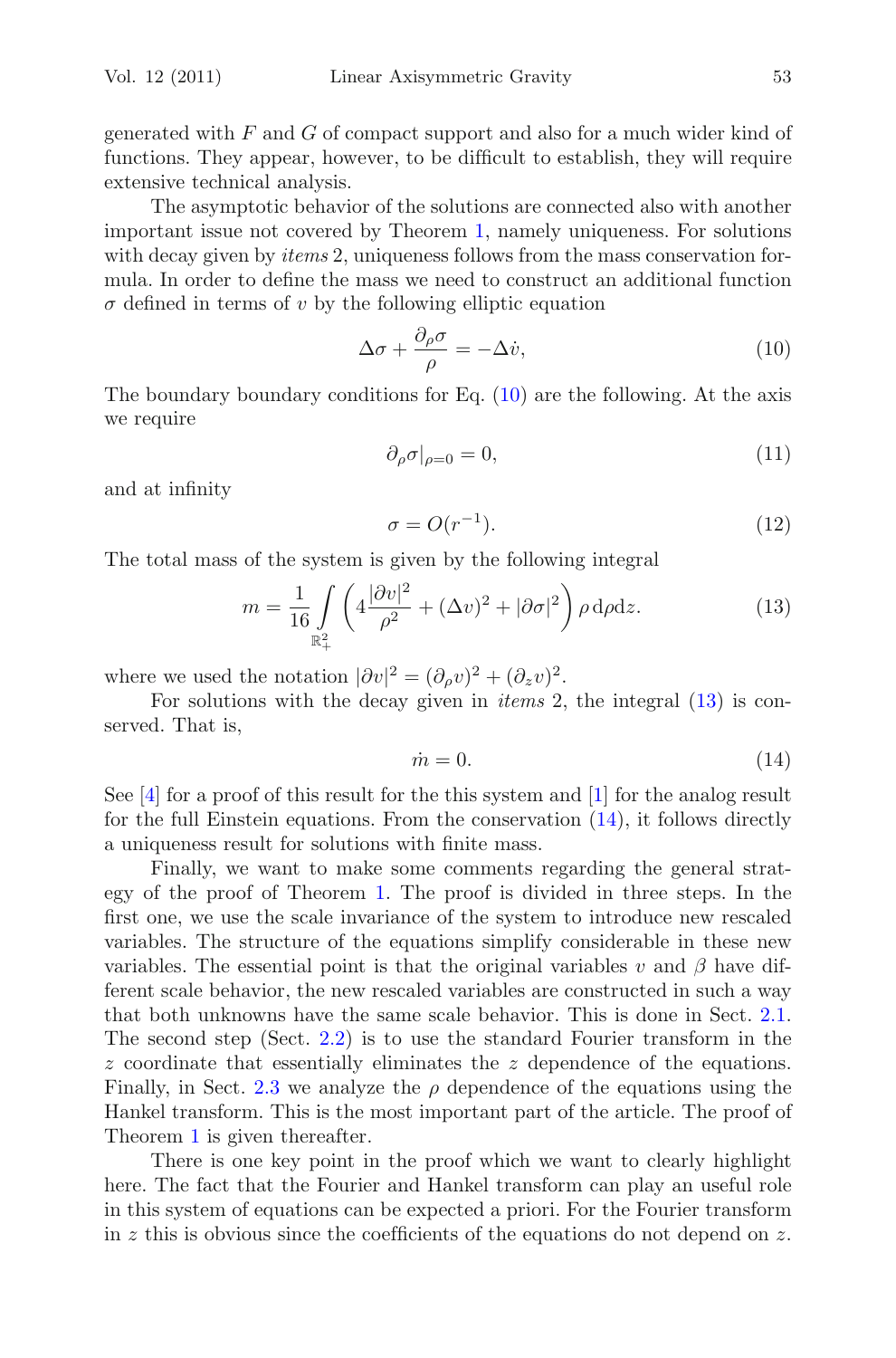generated with $F$ and $G$ of compact support and also for a much wider kind of functions. They appear, however, to be difficult to establish, they will require extensive technical analysis.

The asymptotic behavior of the solutions are connected also with another important issue not covered by Theorem 1, namely uniqueness. For solutions with decay given by *items* 2, uniqueness follows from the mass conservation formula. In order to define the mass we need to construct an additional function $\sigma$ defined in terms of $v$ by the following elliptic equation

$$\Delta\sigma + \frac{\partial_\rho \sigma}{\rho} = -\Delta \dot{v}, \tag{10}$$

The boundary boundary conditions for Eq. (10) are the following. At the axis we require

$$\partial_\rho \sigma|_{\rho=0} = 0, \tag{11}$$

and at infinity

$$\sigma = O(r^{-1}). \tag{12}$$

The total mass of the system is given by the following integral

$$m = \frac{1}{16} \int\limits_{\mathbb{R}^2_+} \left( 4\frac{|\partial v|^2}{\rho^2} + (\Delta v)^2 + |\partial \sigma|^2 \right) \rho \, \mathrm{d}\rho \mathrm{d}z. \tag{13}$$

where we used the notation $|\partial v|^2 = (\partial_\rho v)^2 + (\partial_z v)^2$.

For solutions with the decay given in *items* 2, the integral (13) is conserved. That is,

$$\dot{m} = 0. \tag{14}$$

See [4] for a proof of this result for the this system and [1] for the analog result for the full Einstein equations. From the conservation (14), it follows directly a uniqueness result for solutions with finite mass.

Finally, we want to make some comments regarding the general strategy of the proof of Theorem 1. The proof is divided in three steps. In the first one, we use the scale invariance of the system to introduce new rescaled variables. The structure of the equations simplify considerable in these new variables. The essential point is that the original variables $v$ and $\beta$ have different scale behavior, the new rescaled variables are constructed in such a way that both unknowns have the same scale behavior. This is done in Sect. 2.1. The second step (Sect. 2.2) is to use the standard Fourier transform in the $z$ coordinate that essentially eliminates the $z$ dependence of the equations. Finally, in Sect. 2.3 we analyze the $\rho$ dependence of the equations using the Hankel transform. This is the most important part of the article. The proof of Theorem 1 is given thereafter.

There is one key point in the proof which we want to clearly highlight here. The fact that the Fourier and Hankel transform can play an useful role in this system of equations can be expected a priori. For the Fourier transform in $z$ this is obvious since the coefficients of the equations do not depend on $z$.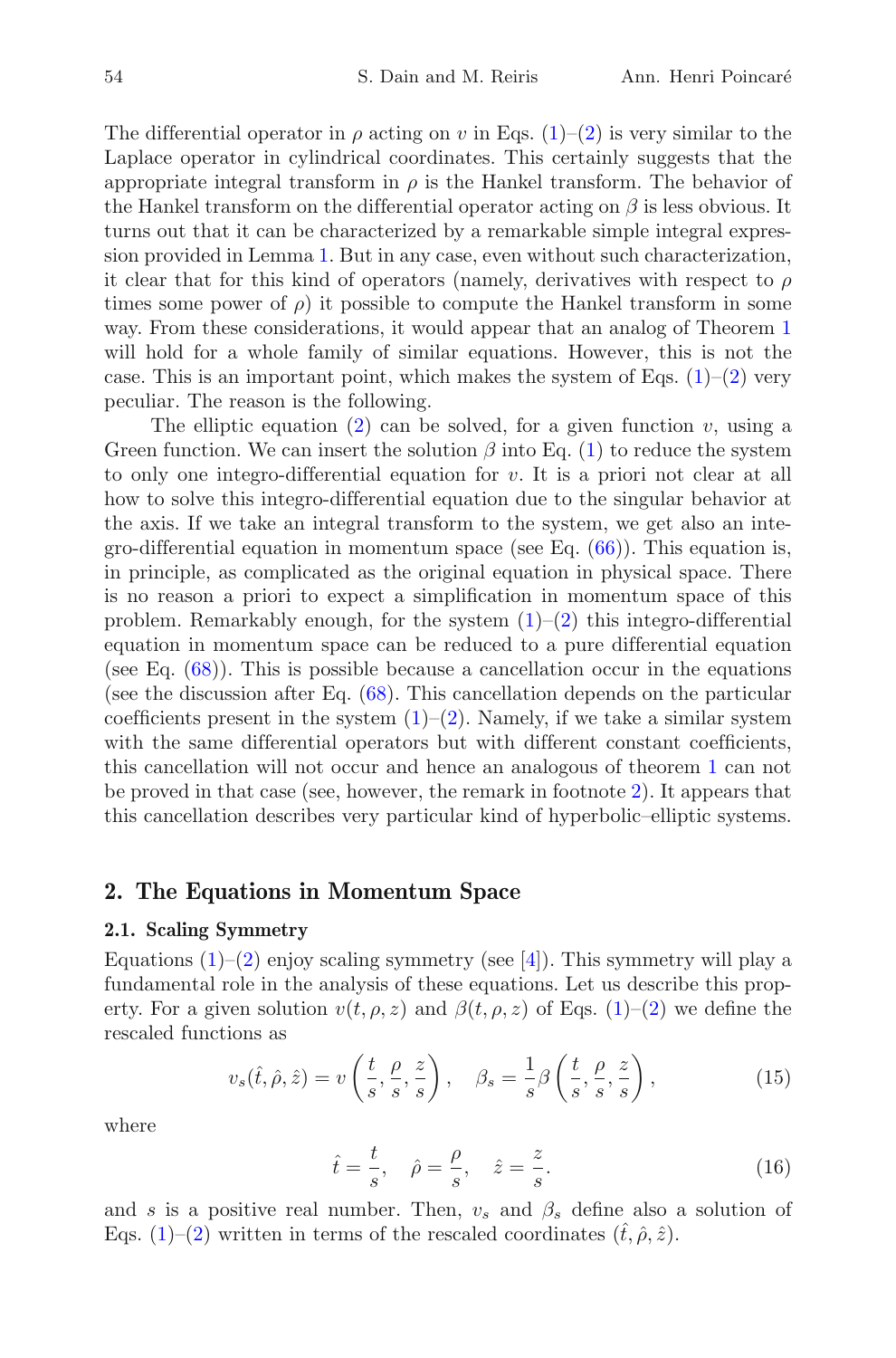The differential operator in $\rho$ acting on $v$ in Eqs. (1)–(2) is very similar to the Laplace operator in cylindrical coordinates. This certainly suggests that the appropriate integral transform in $\rho$ is the Hankel transform. The behavior of the Hankel transform on the differential operator acting on $\beta$ is less obvious. It turns out that it can be characterized by a remarkable simple integral expression provided in Lemma 1. But in any case, even without such characterization, it clear that for this kind of operators (namely, derivatives with respect to $\rho$ times some power of $\rho$) it possible to compute the Hankel transform in some way. From these considerations, it would appear that an analog of Theorem 1 will hold for a whole family of similar equations. However, this is not the case. This is an important point, which makes the system of Eqs. (1)–(2) very peculiar. The reason is the following.

The elliptic equation (2) can be solved, for a given function $v$, using a Green function. We can insert the solution $\beta$ into Eq. (1) to reduce the system to only one integro-differential equation for $v$. It is a priori not clear at all how to solve this integro-differential equation due to the singular behavior at the axis. If we take an integral transform to the system, we get also an integro-differential equation in momentum space (see Eq. (66)). This equation is, in principle, as complicated as the original equation in physical space. There is no reason a priori to expect a simplification in momentum space of this problem. Remarkably enough, for the system (1)–(2) this integro-differential equation in momentum space can be reduced to a pure differential equation (see Eq. (68)). This is possible because a cancellation occur in the equations (see the discussion after Eq. (68). This cancellation depends on the particular coefficients present in the system (1)–(2). Namely, if we take a similar system with the same differential operators but with different constant coefficients, this cancellation will not occur and hence an analogous of theorem 1 can not be proved in that case (see, however, the remark in footnote 2). It appears that this cancellation describes very particular kind of hyperbolic–elliptic systems.

## 2. The Equations in Momentum Space

### 2.1. Scaling Symmetry

Equations (1)–(2) enjoy scaling symmetry (see [4]). This symmetry will play a fundamental role in the analysis of these equations. Let us describe this property. For a given solution $v(t, \rho, z)$ and $\beta(t, \rho, z)$ of Eqs. (1)–(2) we define the rescaled functions as

$$v_s(\hat{t}, \hat{\rho}, \hat{z}) = v\left(\frac{t}{s}, \frac{\rho}{s}, \frac{z}{s}\right), \quad \beta_s = \frac{1}{s}\beta\left(\frac{t}{s}, \frac{\rho}{s}, \frac{z}{s}\right), \tag{15}$$

where

$$\hat{t} = \frac{t}{s}, \quad \hat{\rho} = \frac{\rho}{s}, \quad \hat{z} = \frac{z}{s}. \tag{16}$$

and $s$ is a positive real number. Then, $v_s$ and $\beta_s$ define also a solution of Eqs. (1)–(2) written in terms of the rescaled coordinates $(\hat{t}, \hat{\rho}, \hat{z})$.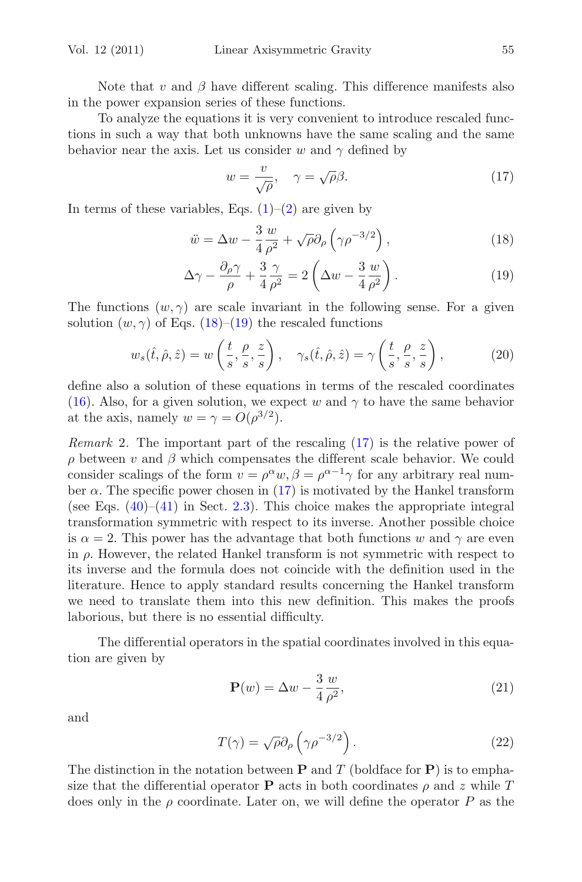Note that $v$ and $\beta$ have different scaling. This difference manifests also in the power expansion series of these functions.

To analyze the equations it is very convenient to introduce rescaled functions in such a way that both unknowns have the same scaling and the same behavior near the axis. Let us consider $w$ and $\gamma$ defined by

$$w = \frac{v}{\sqrt{\rho}}, \quad \gamma = \sqrt{\rho}\beta. \tag{17}$$

In terms of these variables, Eqs. (1)–(2) are given by

$$\ddot{w} = \Delta w - \frac{3}{4}\frac{w}{\rho^2} + \sqrt{\rho}\partial_\rho\left(\gamma\rho^{-3/2}\right), \tag{18}$$

$$\Delta\gamma - \frac{\partial_\rho\gamma}{\rho} + \frac{3}{4}\frac{\gamma}{\rho^2} = 2\left(\Delta w - \frac{3}{4}\frac{w}{\rho^2}\right). \tag{19}$$

The functions $(w, \gamma)$ are scale invariant in the following sense. For a given solution $(w, \gamma)$ of Eqs. (18)–(19) the rescaled functions

$$w_s(\hat{t}, \hat{\rho}, \hat{z}) = w\left(\frac{t}{s}, \frac{\rho}{s}, \frac{z}{s}\right), \quad \gamma_s(\hat{t}, \hat{\rho}, \hat{z}) = \gamma\left(\frac{t}{s}, \frac{\rho}{s}, \frac{z}{s}\right), \tag{20}$$

define also a solution of these equations in terms of the rescaled coordinates (16). Also, for a given solution, we expect $w$ and $\gamma$ to have the same behavior at the axis, namely $w = \gamma = O(\rho^{3/2})$.

*Remark* 2. The important part of the rescaling (17) is the relative power of $\rho$ between $v$ and $\beta$ which compensates the different scale behavior. We could consider scalings of the form $v = \rho^\alpha w, \beta = \rho^{\alpha-1}\gamma$ for any arbitrary real number $\alpha$. The specific power chosen in (17) is motivated by the Hankel transform (see Eqs. (40)–(41) in Sect. 2.3). This choice makes the appropriate integral transformation symmetric with respect to its inverse. Another possible choice is $\alpha = 2$. This power has the advantage that both functions $w$ and $\gamma$ are even in $\rho$. However, the related Hankel transform is not symmetric with respect to its inverse and the formula does not coincide with the definition used in the literature. Hence to apply standard results concerning the Hankel transform we need to translate them into this new definition. This makes the proofs laborious, but there is no essential difficulty.

The differential operators in the spatial coordinates involved in this equation are given by

$$\mathbf{P}(w) = \Delta w - \frac{3}{4}\frac{w}{\rho^2}, \tag{21}$$

and

$$T(\gamma) = \sqrt{\rho}\partial_\rho\left(\gamma\rho^{-3/2}\right). \tag{22}$$

The distinction in the notation between $\mathbf{P}$ and $T$ (boldface for $\mathbf{P}$) is to emphasize that the differential operator $\mathbf{P}$ acts in both coordinates $\rho$ and $z$ while $T$ does only in the $\rho$ coordinate. Later on, we will define the operator $P$ as the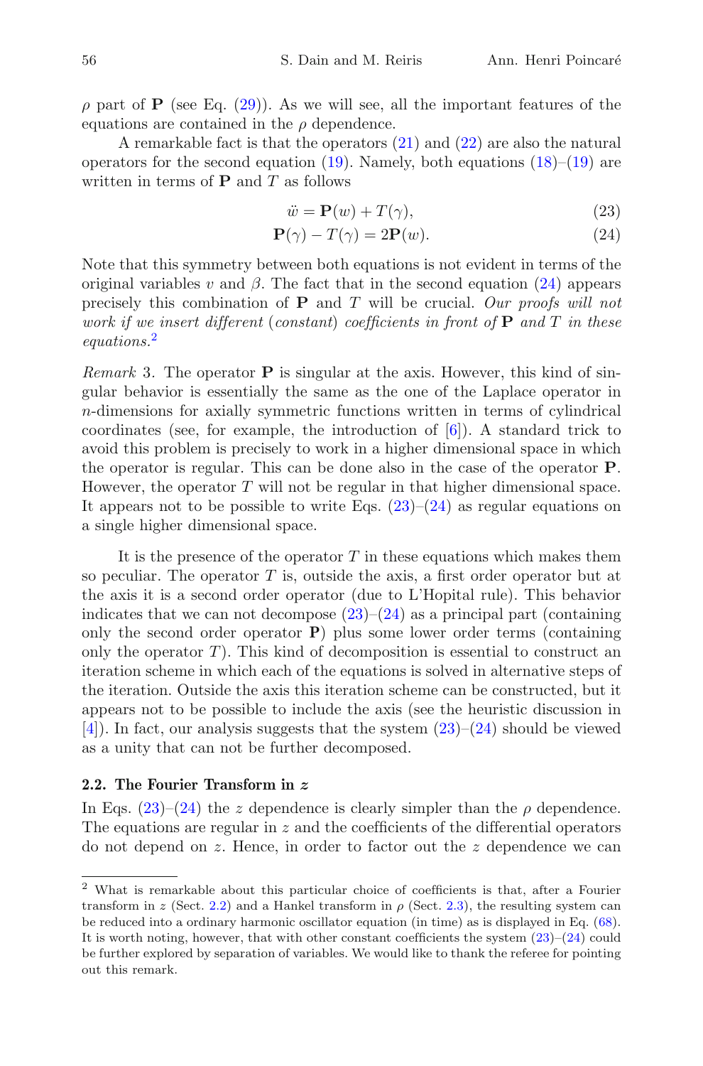$\rho$ part of $\mathbf{P}$ (see Eq. (29)). As we will see, all the important features of the equations are contained in the $\rho$ dependence.

A remarkable fact is that the operators (21) and (22) are also the natural operators for the second equation (19). Namely, both equations (18)–(19) are written in terms of $\mathbf{P}$ and $T$ as follows

$$\ddot{w} = \mathbf{P}(w) + T(\gamma), \tag{23}$$

$$\mathbf{P}(\gamma) - T(\gamma) = 2\mathbf{P}(w). \tag{24}$$

Note that this symmetry between both equations is not evident in terms of the original variables $v$ and $\beta$. The fact that in the second equation (24) appears precisely this combination of $\mathbf{P}$ and $T$ will be crucial. *Our proofs will not work if we insert different (constant) coefficients in front of* $\mathbf{P}$ *and* $T$ *in these equations.*[2]

*Remark* 3. The operator $\mathbf{P}$ is singular at the axis. However, this kind of singular behavior is essentially the same as the one of the Laplace operator in $n$-dimensions for axially symmetric functions written in terms of cylindrical coordinates (see, for example, the introduction of [6]). A standard trick to avoid this problem is precisely to work in a higher dimensional space in which the operator is regular. This can be done also in the case of the operator $\mathbf{P}$. However, the operator $T$ will not be regular in that higher dimensional space. It appears not to be possible to write Eqs. (23)–(24) as regular equations on a single higher dimensional space.

It is the presence of the operator $T$ in these equations which makes them so peculiar. The operator $T$ is, outside the axis, a first order operator but at the axis it is a second order operator (due to L'Hopital rule). This behavior indicates that we can not decompose (23)–(24) as a principal part (containing only the second order operator $\mathbf{P}$) plus some lower order terms (containing only the operator $T$). This kind of decomposition is essential to construct an iteration scheme in which each of the equations is solved in alternative steps of the iteration. Outside the axis this iteration scheme can be constructed, but it appears not to be possible to include the axis (see the heuristic discussion in [4]). In fact, our analysis suggests that the system (23)–(24) should be viewed as a unity that can not be further decomposed.

### 2.2. The Fourier Transform in $z$

In Eqs. (23)–(24) the $z$ dependence is clearly simpler than the $\rho$ dependence. The equations are regular in $z$ and the coefficients of the differential operators do not depend on $z$. Hence, in order to factor out the $z$ dependence we can

---

[2] What is remarkable about this particular choice of coefficients is that, after a Fourier transform in $z$ (Sect. 2.2) and a Hankel transform in $\rho$ (Sect. 2.3), the resulting system can be reduced into a ordinary harmonic oscillator equation (in time) as is displayed in Eq. (68). It is worth noting, however, that with other constant coefficients the system (23)–(24) could be further explored by separation of variables. We would like to thank the referee for pointing out this remark.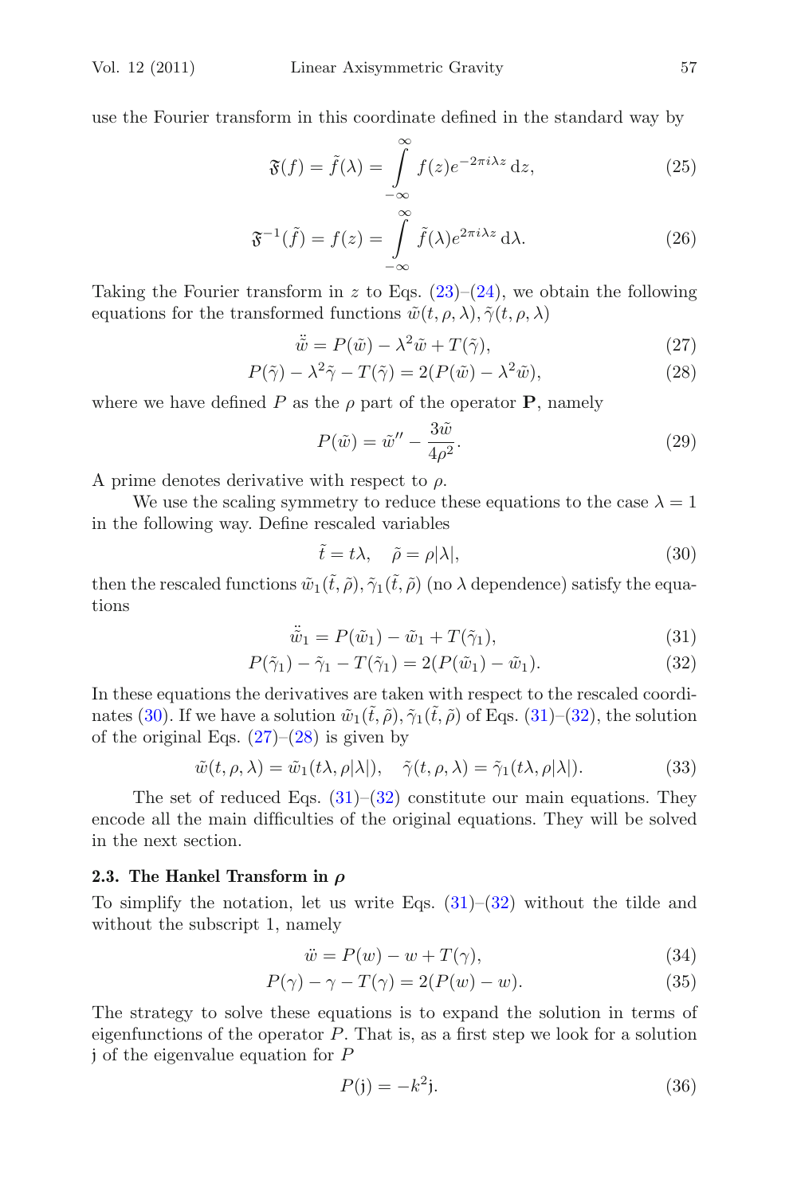use the Fourier transform in this coordinate defined in the standard way by

$$\mathfrak{F}(f) = \tilde{f}(\lambda) = \int_{-\infty}^{\infty} f(z) e^{-2\pi i \lambda z} \, \mathrm{d}z, \tag{25}$$

$$\mathfrak{F}^{-1}(\tilde{f}) = f(z) = \int_{-\infty}^{\infty} \tilde{f}(\lambda) e^{2\pi i \lambda z} \, \mathrm{d}\lambda. \tag{26}$$

Taking the Fourier transform in $z$ to Eqs. (23)–(24), we obtain the following equations for the transformed functions $\tilde{w}(t, \rho, \lambda), \tilde{\gamma}(t, \rho, \lambda)$

$$\ddot{\tilde{w}} = P(\tilde{w}) - \lambda^2 \tilde{w} + T(\tilde{\gamma}), \tag{27}$$

$$P(\tilde{\gamma}) - \lambda^2 \tilde{\gamma} - T(\tilde{\gamma}) = 2(P(\tilde{w}) - \lambda^2 \tilde{w}), \tag{28}$$

where we have defined $P$ as the $\rho$ part of the operator $\mathbf{P}$, namely

$$P(\tilde{w}) = \tilde{w}'' - \frac{3\tilde{w}}{4\rho^2}. \tag{29}$$

A prime denotes derivative with respect to $\rho$.

We use the scaling symmetry to reduce these equations to the case $\lambda = 1$ in the following way. Define rescaled variables

$$\tilde{t} = t\lambda, \quad \tilde{\rho} = \rho|\lambda|, \tag{30}$$

then the rescaled functions $\tilde{w}_1(\tilde{t}, \tilde{\rho}), \tilde{\gamma}_1(\tilde{t}, \tilde{\rho})$ (no $\lambda$ dependence) satisfy the equations

$$\ddot{\tilde{w}}_1 = P(\tilde{w}_1) - \tilde{w}_1 + T(\tilde{\gamma}_1), \tag{31}$$

$$P(\tilde{\gamma}_1) - \tilde{\gamma}_1 - T(\tilde{\gamma}_1) = 2(P(\tilde{w}_1) - \tilde{w}_1). \tag{32}$$

In these equations the derivatives are taken with respect to the rescaled coordinates (30). If we have a solution $\tilde{w}_1(\tilde{t}, \tilde{\rho}), \tilde{\gamma}_1(\tilde{t}, \tilde{\rho})$ of Eqs. (31)–(32), the solution of the original Eqs. (27)–(28) is given by

$$\tilde{w}(t, \rho, \lambda) = \tilde{w}_1(t\lambda, \rho|\lambda|), \quad \tilde{\gamma}(t, \rho, \lambda) = \tilde{\gamma}_1(t\lambda, \rho|\lambda|). \tag{33}$$

The set of reduced Eqs. (31)–(32) constitute our main equations. They encode all the main difficulties of the original equations. They will be solved in the next section.

### 2.3. The Hankel Transform in $\rho$

To simplify the notation, let us write Eqs. (31)–(32) without the tilde and without the subscript 1, namely

$$\ddot{w} = P(w) - w + T(\gamma), \tag{34}$$

$$P(\gamma) - \gamma - T(\gamma) = 2(P(w) - w). \tag{35}$$

The strategy to solve these equations is to expand the solution in terms of eigenfunctions of the operator $P$. That is, as a first step we look for a solution $\mathfrak{j}$ of the eigenvalue equation for $P$

$$P(\mathfrak{j}) = -k^2 \mathfrak{j}. \tag{36}$$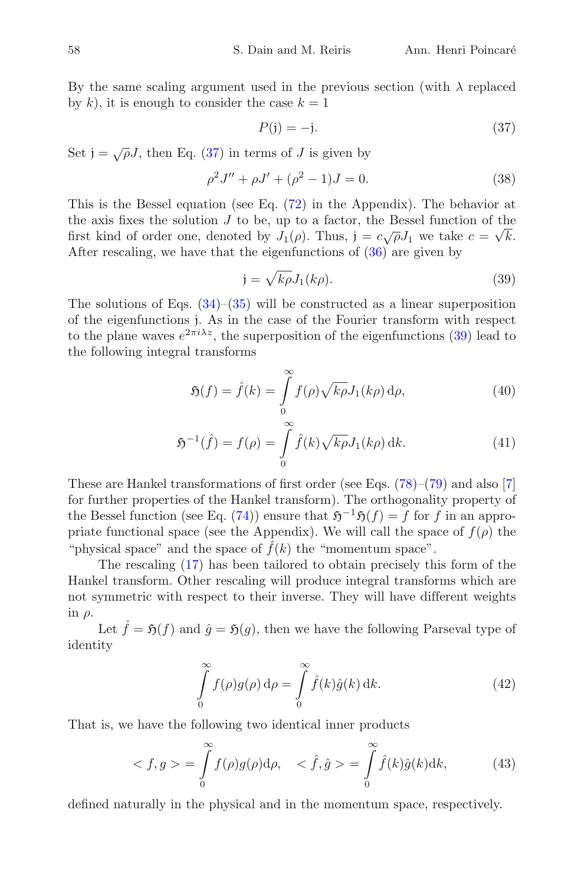By the same scaling argument used in the previous section (with $\lambda$ replaced by $k$), it is enough to consider the case $k = 1$

$$P(\mathfrak{j}) = -\mathfrak{j}. \tag{37}$$

Set $\mathfrak{j} = \sqrt{\rho}J$, then Eq. (37) in terms of $J$ is given by

$$\rho^2 J'' + \rho J' + (\rho^2 - 1)J = 0. \tag{38}$$

This is the Bessel equation (see Eq. (72) in the Appendix). The behavior at the axis fixes the solution $J$ to be, up to a factor, the Bessel function of the first kind of order one, denoted by $J_1(\rho)$. Thus, $\mathfrak{j} = c\sqrt{\rho}J_1$ we take $c = \sqrt{k}$. After rescaling, we have that the eigenfunctions of (36) are given by

$$\mathfrak{j} = \sqrt{k\rho}J_1(k\rho). \tag{39}$$

The solutions of Eqs. (34)–(35) will be constructed as a linear superposition of the eigenfunctions $\mathfrak{j}$. As in the case of the Fourier transform with respect to the plane waves $e^{2\pi i\lambda z}$, the superposition of the eigenfunctions (39) lead to the following integral transforms

$$\mathfrak{H}(f) = \hat{f}(k) = \int_0^\infty f(\rho)\sqrt{k\rho}J_1(k\rho)\,\mathrm{d}\rho, \tag{40}$$

$$\mathfrak{H}^{-1}(\hat{f}) = f(\rho) = \int_0^\infty \hat{f}(k)\sqrt{k\rho}J_1(k\rho)\,\mathrm{d}k. \tag{41}$$

These are Hankel transformations of first order (see Eqs. (78)–(79) and also [7] for further properties of the Hankel transform). The orthogonality property of the Bessel function (see Eq. (74)) ensure that $\mathfrak{H}^{-1}\mathfrak{H}(f) = f$ for $f$ in an appropriate functional space (see the Appendix). We will call the space of $f(\rho)$ the "physical space" and the space of $\hat{f}(k)$ the "momentum space".

The rescaling (17) has been tailored to obtain precisely this form of the Hankel transform. Other rescaling will produce integral transforms which are not symmetric with respect to their inverse. They will have different weights in $\rho$.

Let $\hat{f} = \mathfrak{H}(f)$ and $\hat{g} = \mathfrak{H}(g)$, then we have the following Parseval type of identity

$$\int_0^\infty f(\rho)g(\rho)\,\mathrm{d}\rho = \int_0^\infty \hat{f}(k)\hat{g}(k)\,\mathrm{d}k. \tag{42}$$

That is, we have the following two identical inner products

$$< f, g > = \int_0^\infty f(\rho)g(\rho)\mathrm{d}\rho, \quad < \hat{f}, \hat{g} > = \int_0^\infty \hat{f}(k)\hat{g}(k)\mathrm{d}k, \tag{43}$$

defined naturally in the physical and in the momentum space, respectively.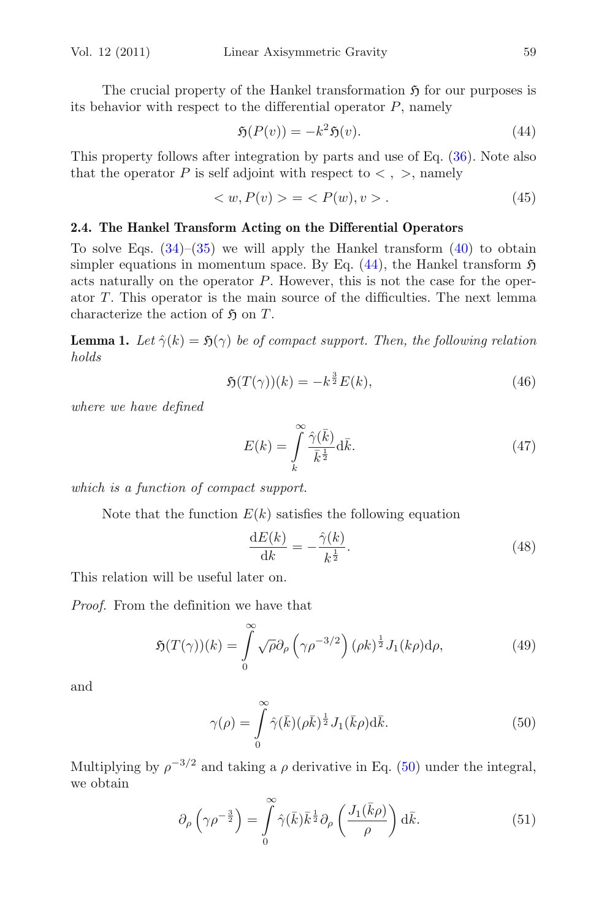The crucial property of the Hankel transformation $\mathfrak{H}$ for our purposes is its behavior with respect to the differential operator $P$, namely

$$\mathfrak{H}(P(v)) = -k^2 \mathfrak{H}(v). \tag{44}$$

This property follows after integration by parts and use of Eq. (36). Note also that the operator $P$ is self adjoint with respect to $<\, ,\, >$, namely

$$< w, P(v) > = < P(w), v > . \tag{45}$$

### 2.4. The Hankel Transform Acting on the Differential Operators

To solve Eqs. (34)–(35) we will apply the Hankel transform (40) to obtain simpler equations in momentum space. By Eq. (44), the Hankel transform $\mathfrak{H}$ acts naturally on the operator $P$. However, this is not the case for the operator $T$. This operator is the main source of the difficulties. The next lemma characterize the action of $\mathfrak{H}$ on $T$.

**Lemma 1.** *Let $\hat{\gamma}(k) = \mathfrak{H}(\gamma)$ be of compact support. Then, the following relation holds*

$$\mathfrak{H}(T(\gamma))(k) = -k^{\frac{3}{2}} E(k), \tag{46}$$

*where we have defined*

$$E(k) = \int\limits_k^\infty \frac{\hat{\gamma}(\bar{k})}{\bar{k}^{\frac{1}{2}}} \mathrm{d}\bar{k}. \tag{47}$$

*which is a function of compact support.*

Note that the function $E(k)$ satisfies the following equation

$$\frac{\mathrm{d}E(k)}{\mathrm{d}k} = -\frac{\hat{\gamma}(k)}{k^{\frac{1}{2}}}. \tag{48}$$

This relation will be useful later on.

*Proof.* From the definition we have that

$$\mathfrak{H}(T(\gamma))(k) = \int\limits_0^\infty \sqrt{\rho}\, \partial_\rho \left(\gamma \rho^{-3/2}\right) (\rho k)^{\frac{1}{2}} J_1(k\rho) \mathrm{d}\rho, \tag{49}$$

and

$$\gamma(\rho) = \int\limits_0^\infty \hat{\gamma}(\bar{k}) (\rho \bar{k})^{\frac{1}{2}} J_1(\bar{k}\rho) \mathrm{d}\bar{k}. \tag{50}$$

Multiplying by $\rho^{-3/2}$ and taking a $\rho$ derivative in Eq. (50) under the integral, we obtain

$$\partial_\rho \left(\gamma \rho^{-\frac{3}{2}}\right) = \int\limits_0^\infty \hat{\gamma}(\bar{k}) \bar{k}^{\frac{1}{2}} \partial_\rho \left(\frac{J_1(\bar{k}\rho)}{\rho}\right) \mathrm{d}\bar{k}. \tag{51}$$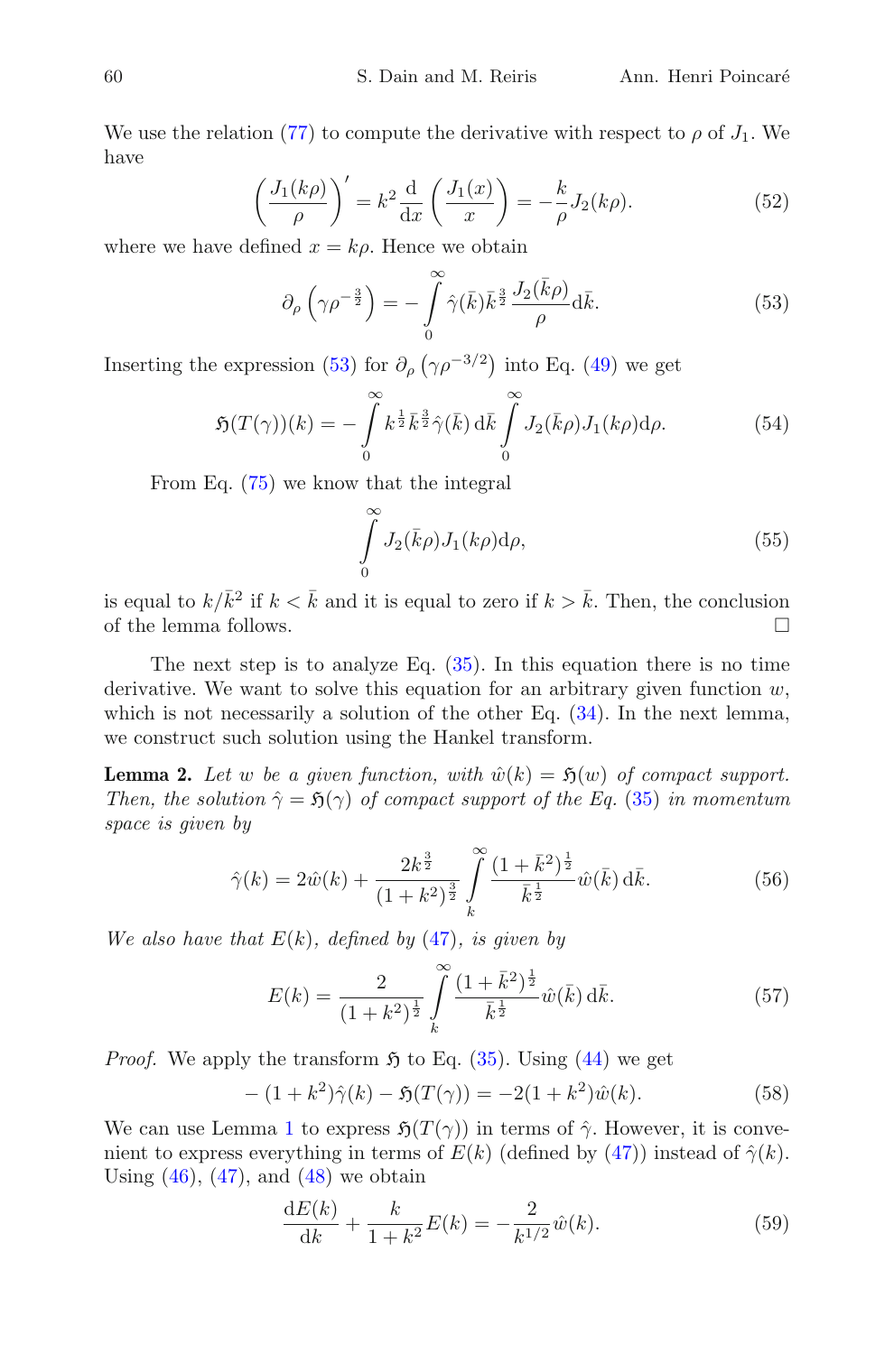We use the relation (77) to compute the derivative with respect to $\rho$ of $J_1$. We have

$$\left(\frac{J_1(k\rho)}{\rho}\right)' = k^2 \frac{\mathrm{d}}{\mathrm{d}x}\left(\frac{J_1(x)}{x}\right) = -\frac{k}{\rho} J_2(k\rho). \tag{52}$$

where we have defined $x = k\rho$. Hence we obtain

$$\partial_\rho \left(\gamma \rho^{-\frac{3}{2}}\right) = -\int_0^\infty \hat{\gamma}(\bar{k}) \bar{k}^{\frac{3}{2}} \frac{J_2(\bar{k}\rho)}{\rho} \mathrm{d}\bar{k}. \tag{53}$$

Inserting the expression (53) for $\partial_\rho \left(\gamma \rho^{-3/2}\right)$ into Eq. (49) we get

$$\mathfrak{H}(T(\gamma))(k) = -\int_0^\infty k^{\frac{1}{2}} \bar{k}^{\frac{3}{2}} \hat{\gamma}(\bar{k})\, \mathrm{d}\bar{k} \int_0^\infty J_2(\bar{k}\rho) J_1(k\rho) \mathrm{d}\rho. \tag{54}$$

From Eq. (75) we know that the integral

$$\int_0^\infty J_2(\bar{k}\rho) J_1(k\rho) \mathrm{d}\rho, \tag{55}$$

is equal to $k/\bar{k}^2$ if $k < \bar{k}$ and it is equal to zero if $k > \bar{k}$. Then, the conclusion of the lemma follows. □

The next step is to analyze Eq. (35). In this equation there is no time derivative. We want to solve this equation for an arbitrary given function $w$, which is not necessarily a solution of the other Eq. (34). In the next lemma, we construct such solution using the Hankel transform.

**Lemma 2.** *Let $w$ be a given function, with $\hat{w}(k) = \mathfrak{H}(w)$ of compact support. Then, the solution $\hat{\gamma} = \mathfrak{H}(\gamma)$ of compact support of the Eq. (35) in momentum space is given by*

$$\hat{\gamma}(k) = 2\hat{w}(k) + \frac{2k^{\frac{3}{2}}}{(1+k^2)^{\frac{3}{2}}} \int_k^\infty \frac{(1+\bar{k}^2)^{\frac{1}{2}}}{\bar{k}^{\frac{1}{2}}} \hat{w}(\bar{k})\, \mathrm{d}\bar{k}. \tag{56}$$

*We also have that $E(k)$, defined by (47), is given by*

$$E(k) = \frac{2}{(1+k^2)^{\frac{1}{2}}} \int_k^\infty \frac{(1+\bar{k}^2)^{\frac{1}{2}}}{\bar{k}^{\frac{1}{2}}} \hat{w}(\bar{k})\, \mathrm{d}\bar{k}. \tag{57}$$

*Proof.* We apply the transform $\mathfrak{H}$ to Eq. (35). Using (44) we get

$$-(1+k^2)\hat{\gamma}(k) - \mathfrak{H}(T(\gamma)) = -2(1+k^2)\hat{w}(k). \tag{58}$$

We can use Lemma 1 to express $\mathfrak{H}(T(\gamma))$ in terms of $\hat{\gamma}$. However, it is convenient to express everything in terms of $E(k)$ (defined by (47)) instead of $\hat{\gamma}(k)$. Using (46), (47), and (48) we obtain

$$\frac{\mathrm{d}E(k)}{\mathrm{d}k} + \frac{k}{1+k^2} E(k) = -\frac{2}{k^{1/2}} \hat{w}(k). \tag{59}$$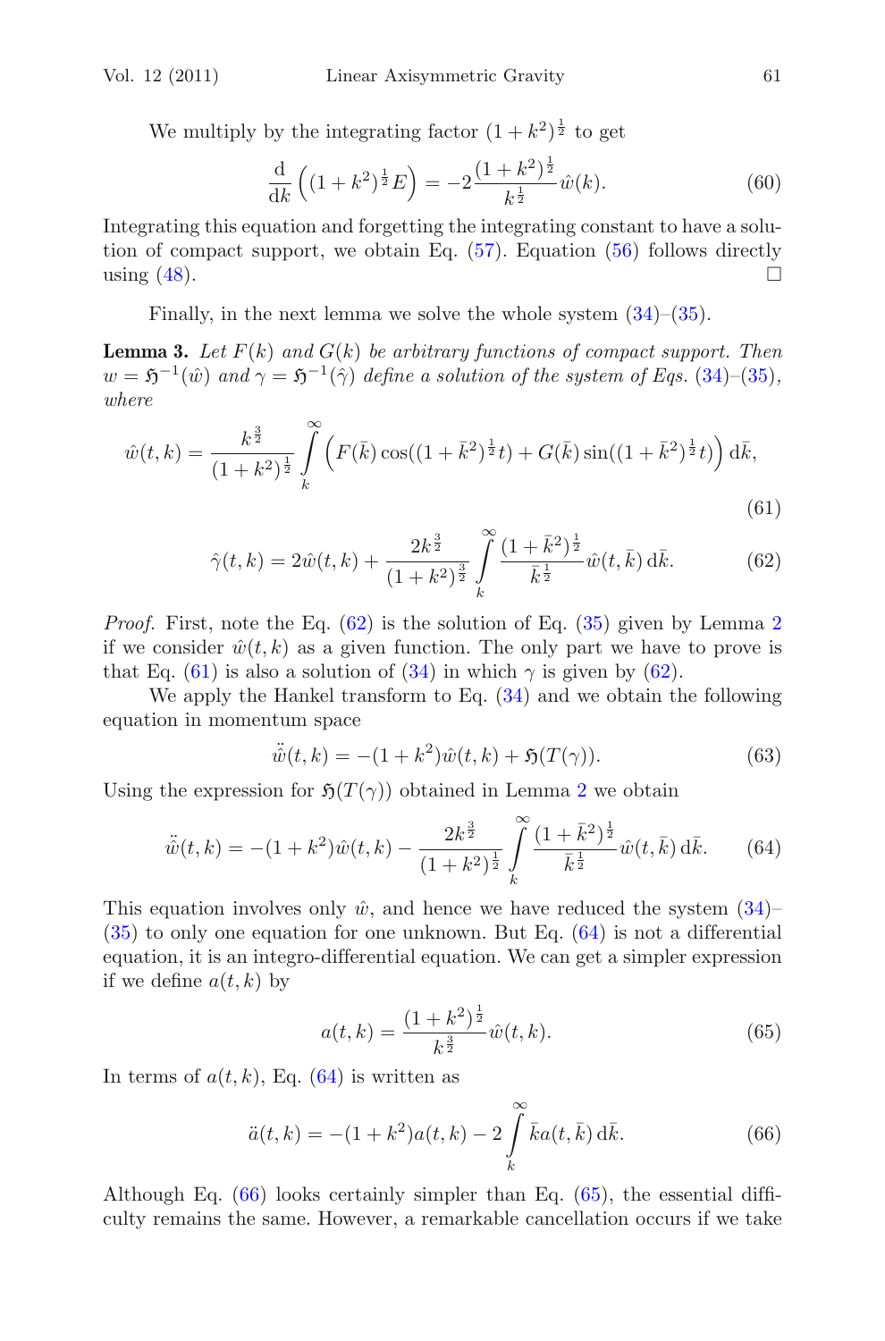We multiply by the integrating factor $(1+k^2)^{\frac{1}{2}}$ to get

$$\frac{\mathrm{d}}{\mathrm{d}k}\left((1+k^2)^{\frac{1}{2}}E\right) = -2\frac{(1+k^2)^{\frac{1}{2}}}{k^{\frac{1}{2}}}\hat{w}(k). \tag{60}$$

Integrating this equation and forgetting the integrating constant to have a solution of compact support, we obtain Eq. (57). Equation (56) follows directly using (48). □

Finally, in the next lemma we solve the whole system (34)–(35).

**Lemma 3.** *Let $F(k)$ and $G(k)$ be arbitrary functions of compact support. Then $w = \mathfrak{H}^{-1}(\hat{w})$ and $\gamma = \mathfrak{H}^{-1}(\hat{\gamma})$ define a solution of the system of Eqs.* (34)–(35), *where*

$$\hat{w}(t,k) = \frac{k^{\frac{3}{2}}}{(1+k^2)^{\frac{1}{2}}}\int_k^{\infty}\left(F(\bar{k})\cos((1+\bar{k}^2)^{\frac{1}{2}}t) + G(\bar{k})\sin((1+\bar{k}^2)^{\frac{1}{2}}t)\right)\mathrm{d}\bar{k}, \tag{61}$$

$$\hat{\gamma}(t,k) = 2\hat{w}(t,k) + \frac{2k^{\frac{3}{2}}}{(1+k^2)^{\frac{3}{2}}}\int_k^{\infty}\frac{(1+\bar{k}^2)^{\frac{1}{2}}}{\bar{k}^{\frac{1}{2}}}\hat{w}(t,\bar{k})\,\mathrm{d}\bar{k}. \tag{62}$$

*Proof.* First, note the Eq. (62) is the solution of Eq. (35) given by Lemma 2 if we consider $\hat{w}(t,k)$ as a given function. The only part we have to prove is that Eq. (61) is also a solution of (34) in which $\gamma$ is given by (62).

We apply the Hankel transform to Eq. (34) and we obtain the following equation in momentum space

$$\ddot{\hat{w}}(t,k) = -(1+k^2)\hat{w}(t,k) + \mathfrak{H}(T(\gamma)). \tag{63}$$

Using the expression for $\mathfrak{H}(T(\gamma))$ obtained in Lemma 2 we obtain

$$\ddot{\hat{w}}(t,k) = -(1+k^2)\hat{w}(t,k) - \frac{2k^{\frac{3}{2}}}{(1+k^2)^{\frac{1}{2}}}\int_k^{\infty}\frac{(1+\bar{k}^2)^{\frac{1}{2}}}{\bar{k}^{\frac{1}{2}}}\hat{w}(t,\bar{k})\,\mathrm{d}\bar{k}. \tag{64}$$

This equation involves only $\hat{w}$, and hence we have reduced the system (34)–(35) to only one equation for one unknown. But Eq. (64) is not a differential equation, it is an integro-differential equation. We can get a simpler expression if we define $a(t,k)$ by

$$a(t,k) = \frac{(1+k^2)^{\frac{1}{2}}}{k^{\frac{3}{2}}}\hat{w}(t,k). \tag{65}$$

In terms of $a(t,k)$, Eq. (64) is written as

$$\ddot{a}(t,k) = -(1+k^2)a(t,k) - 2\int_k^{\infty}\bar{k}a(t,\bar{k})\,\mathrm{d}\bar{k}. \tag{66}$$

Although Eq. (66) looks certainly simpler than Eq. (65), the essential difficulty remains the same. However, a remarkable cancellation occurs if we take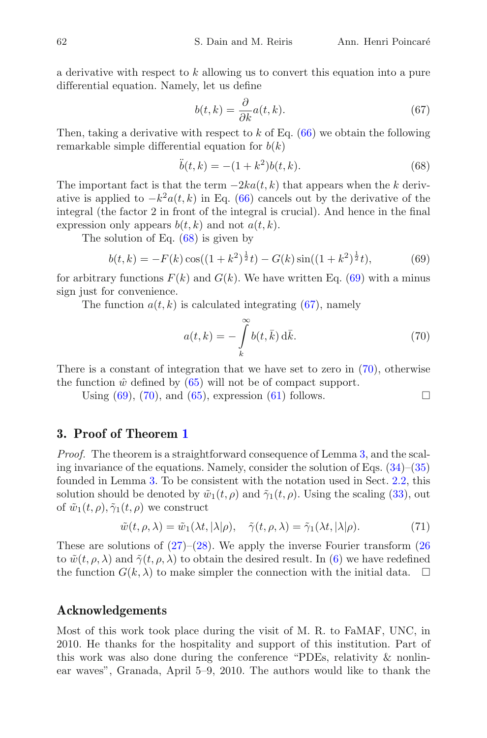a derivative with respect to $k$ allowing us to convert this equation into a pure differential equation. Namely, let us define

$$b(t,k) = \frac{\partial}{\partial k} a(t,k). \tag{67}$$

Then, taking a derivative with respect to $k$ of Eq. (66) we obtain the following remarkable simple differential equation for $b(k)$

$$\ddot{b}(t,k) = -(1+k^2)b(t,k). \tag{68}$$

The important fact is that the term $-2ka(t,k)$ that appears when the $k$ derivative is applied to $-k^2 a(t,k)$ in Eq. (66) cancels out by the derivative of the integral (the factor 2 in front of the integral is crucial). And hence in the final expression only appears $b(t,k)$ and not $a(t,k)$.

The solution of Eq. (68) is given by

$$b(t,k) = -F(k)\cos((1+k^2)^{\frac{1}{2}}t) - G(k)\sin((1+k^2)^{\frac{1}{2}}t), \tag{69}$$

for arbitrary functions $F(k)$ and $G(k)$. We have written Eq. (69) with a minus sign just for convenience.

The function $a(t,k)$ is calculated integrating (67), namely

$$a(t,k) = -\int_k^\infty b(t,\bar{k})\,\mathrm{d}\bar{k}. \tag{70}$$

There is a constant of integration that we have set to zero in (70), otherwise the function $\hat{w}$ defined by (65) will not be of compact support.

Using (69), (70), and (65), expression (61) follows. □

## 3. Proof of Theorem 1

*Proof.* The theorem is a straightforward consequence of Lemma 3, and the scaling invariance of the equations. Namely, consider the solution of Eqs. (34)–(35) founded in Lemma 3. To be consistent with the notation used in Sect. 2.2, this solution should be denoted by $\tilde{w}_1(t,\rho)$ and $\tilde{\gamma}_1(t,\rho)$. Using the scaling (33), out of $\tilde{w}_1(t,\rho), \tilde{\gamma}_1(t,\rho)$ we construct

$$\tilde{w}(t,\rho,\lambda) = \tilde{w}_1(\lambda t, |\lambda|\rho), \quad \tilde{\gamma}(t,\rho,\lambda) = \tilde{\gamma}_1(\lambda t, |\lambda|\rho). \tag{71}$$

These are solutions of (27)–(28). We apply the inverse Fourier transform (26 to $\tilde{w}(t,\rho,\lambda)$ and $\tilde{\gamma}(t,\rho,\lambda)$ to obtain the desired result. In (6) we have redefined the function $G(k,\lambda)$ to make simpler the connection with the initial data. □

## Acknowledgements

Most of this work took place during the visit of M. R. to FaMAF, UNC, in 2010. He thanks for the hospitality and support of this institution. Part of this work was also done during the conference "PDEs, relativity & nonlinear waves", Granada, April 5–9, 2010. The authors would like to thank the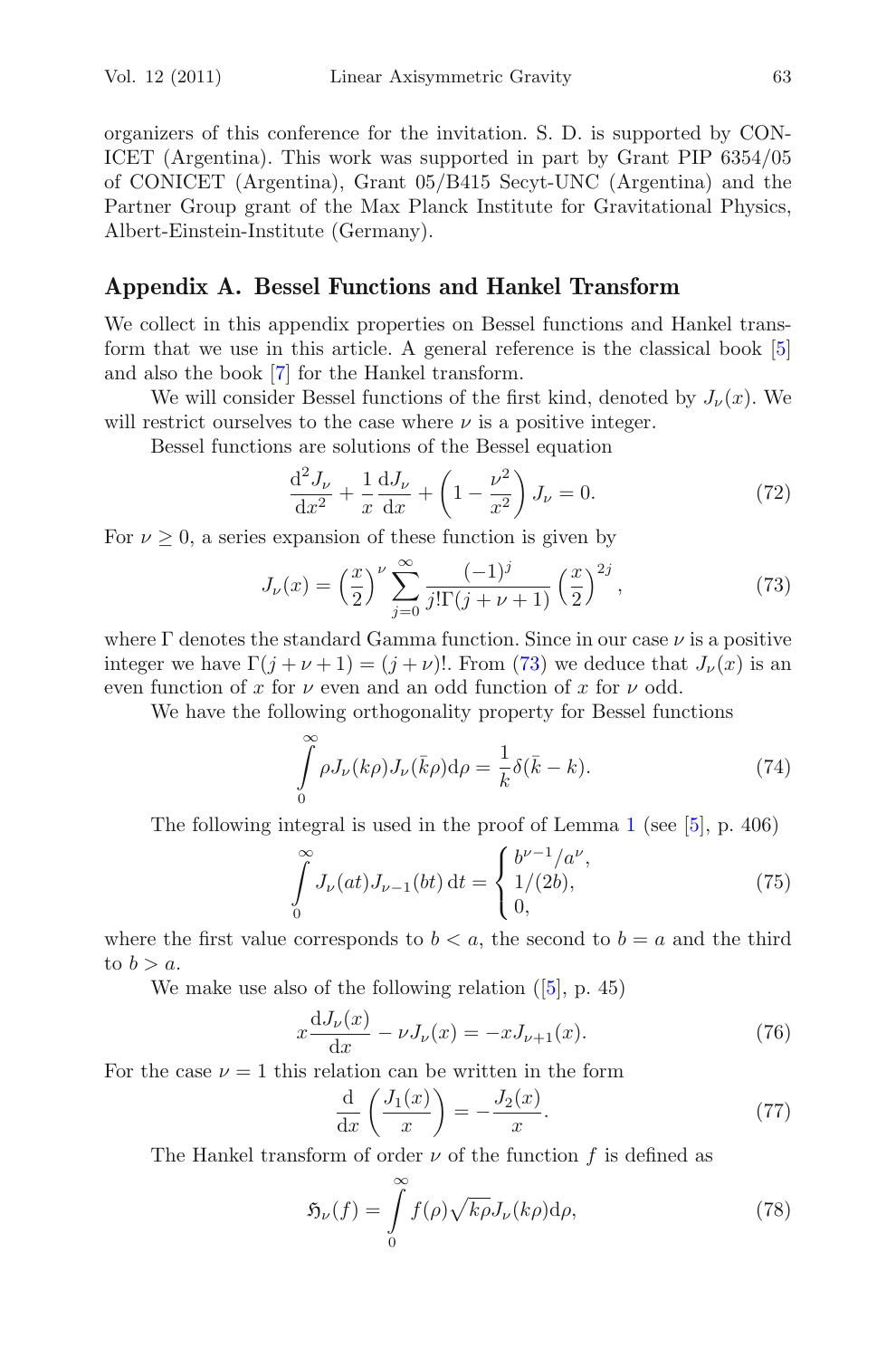organizers of this conference for the invitation. S. D. is supported by CONICET (Argentina). This work was supported in part by Grant PIP 6354/05 of CONICET (Argentina), Grant 05/B415 Secyt-UNC (Argentina) and the Partner Group grant of the Max Planck Institute for Gravitational Physics, Albert-Einstein-Institute (Germany).

## Appendix A. Bessel Functions and Hankel Transform

We collect in this appendix properties on Bessel functions and Hankel transform that we use in this article. A general reference is the classical book [5] and also the book [7] for the Hankel transform.

We will consider Bessel functions of the first kind, denoted by $J_\nu(x)$. We will restrict ourselves to the case where $\nu$ is a positive integer.

Bessel functions are solutions of the Bessel equation

$$\frac{\mathrm{d}^2 J_\nu}{\mathrm{d}x^2} + \frac{1}{x}\frac{\mathrm{d}J_\nu}{\mathrm{d}x} + \left(1 - \frac{\nu^2}{x^2}\right) J_\nu = 0. \tag{72}$$

For $\nu \geq 0$, a series expansion of these function is given by

$$J_\nu(x) = \left(\frac{x}{2}\right)^\nu \sum_{j=0}^{\infty} \frac{(-1)^j}{j!\Gamma(j+\nu+1)} \left(\frac{x}{2}\right)^{2j}, \tag{73}$$

where $\Gamma$ denotes the standard Gamma function. Since in our case $\nu$ is a positive integer we have $\Gamma(j+\nu+1) = (j+\nu)!$. From (73) we deduce that $J_\nu(x)$ is an even function of $x$ for $\nu$ even and an odd function of $x$ for $\nu$ odd.

We have the following orthogonality property for Bessel functions

$$\int_0^\infty \rho J_\nu(k\rho) J_\nu(\bar{k}\rho) \mathrm{d}\rho = \frac{1}{k}\delta(\bar{k} - k). \tag{74}$$

The following integral is used in the proof of Lemma 1 (see [5], p. 406)

$$\int_0^\infty J_\nu(at) J_{\nu-1}(bt)\, \mathrm{d}t = \begin{cases} b^{\nu-1}/a^\nu, \\ 1/(2b), \\ 0, \end{cases} \tag{75}$$

where the first value corresponds to $b < a$, the second to $b = a$ and the third to $b > a$.

We make use also of the following relation ([5], p. 45)

$$x\frac{\mathrm{d}J_\nu(x)}{\mathrm{d}x} - \nu J_\nu(x) = -x J_{\nu+1}(x). \tag{76}$$

For the case $\nu = 1$ this relation can be written in the form

$$\frac{\mathrm{d}}{\mathrm{d}x}\left(\frac{J_1(x)}{x}\right) = -\frac{J_2(x)}{x}. \tag{77}$$

The Hankel transform of order $\nu$ of the function $f$ is defined as

$$\mathfrak{H}_\nu(f) = \int_0^\infty f(\rho)\sqrt{k\rho} J_\nu(k\rho) \mathrm{d}\rho, \tag{78}$$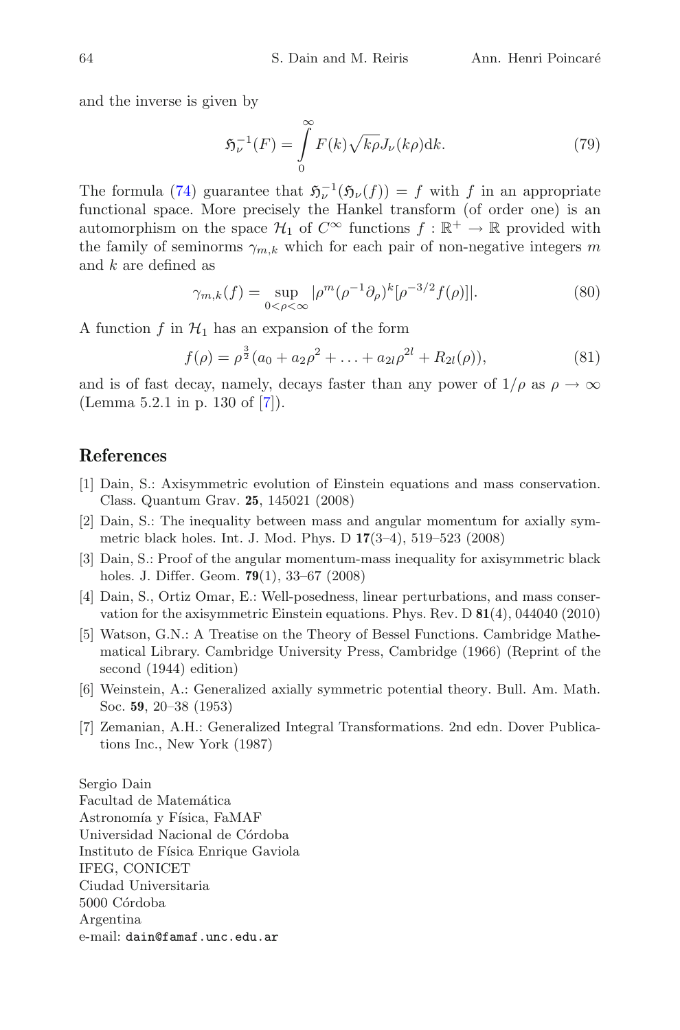and the inverse is given by

$$\mathfrak{H}_{\nu}^{-1}(F) = \int_{0}^{\infty} F(k)\sqrt{k\rho}J_{\nu}(k\rho)\mathrm{d}k. \tag{79}$$

The formula (74) guarantee that $\mathfrak{H}_{\nu}^{-1}(\mathfrak{H}_{\nu}(f)) = f$ with $f$ in an appropriate functional space. More precisely the Hankel transform (of order one) is an automorphism on the space $\mathcal{H}_1$ of $C^{\infty}$ functions $f : \mathbb{R}^{+} \to \mathbb{R}$ provided with the family of seminorms $\gamma_{m,k}$ which for each pair of non-negative integers $m$ and $k$ are defined as

$$\gamma_{m,k}(f) = \sup_{0<\rho<\infty} |\rho^{m}(\rho^{-1}\partial_{\rho})^{k}[\rho^{-3/2}f(\rho)]|. \tag{80}$$

A function $f$ in $\mathcal{H}_1$ has an expansion of the form

$$f(\rho) = \rho^{\frac{3}{2}}(a_0 + a_2\rho^2 + \ldots + a_{2l}\rho^{2l} + R_{2l}(\rho)), \tag{81}$$

and is of fast decay, namely, decays faster than any power of $1/\rho$ as $\rho \to \infty$ (Lemma 5.2.1 in p. 130 of [7]).

## References

[1] Dain, S.: Axisymmetric evolution of Einstein equations and mass conservation. Class. Quantum Grav. **25**, 145021 (2008)

[2] Dain, S.: The inequality between mass and angular momentum for axially symmetric black holes. Int. J. Mod. Phys. D **17**(3–4), 519–523 (2008)

[3] Dain, S.: Proof of the angular momentum-mass inequality for axisymmetric black holes. J. Differ. Geom. **79**(1), 33–67 (2008)

[4] Dain, S., Ortiz Omar, E.: Well-posedness, linear perturbations, and mass conservation for the axisymmetric Einstein equations. Phys. Rev. D **81**(4), 044040 (2010)

[5] Watson, G.N.: A Treatise on the Theory of Bessel Functions. Cambridge Mathematical Library. Cambridge University Press, Cambridge (1966) (Reprint of the second (1944) edition)

[6] Weinstein, A.: Generalized axially symmetric potential theory. Bull. Am. Math. Soc. **59**, 20–38 (1953)

[7] Zemanian, A.H.: Generalized Integral Transformations. 2nd edn. Dover Publications Inc., New York (1987)

Sergio Dain
Facultad de Matemática
Astronomía y Física, FaMAF
Universidad Nacional de Córdoba
Instituto de Física Enrique Gaviola
IFEG, CONICET
Ciudad Universitaria
5000 Córdoba
Argentina
e-mail: dain@famaf.unc.edu.ar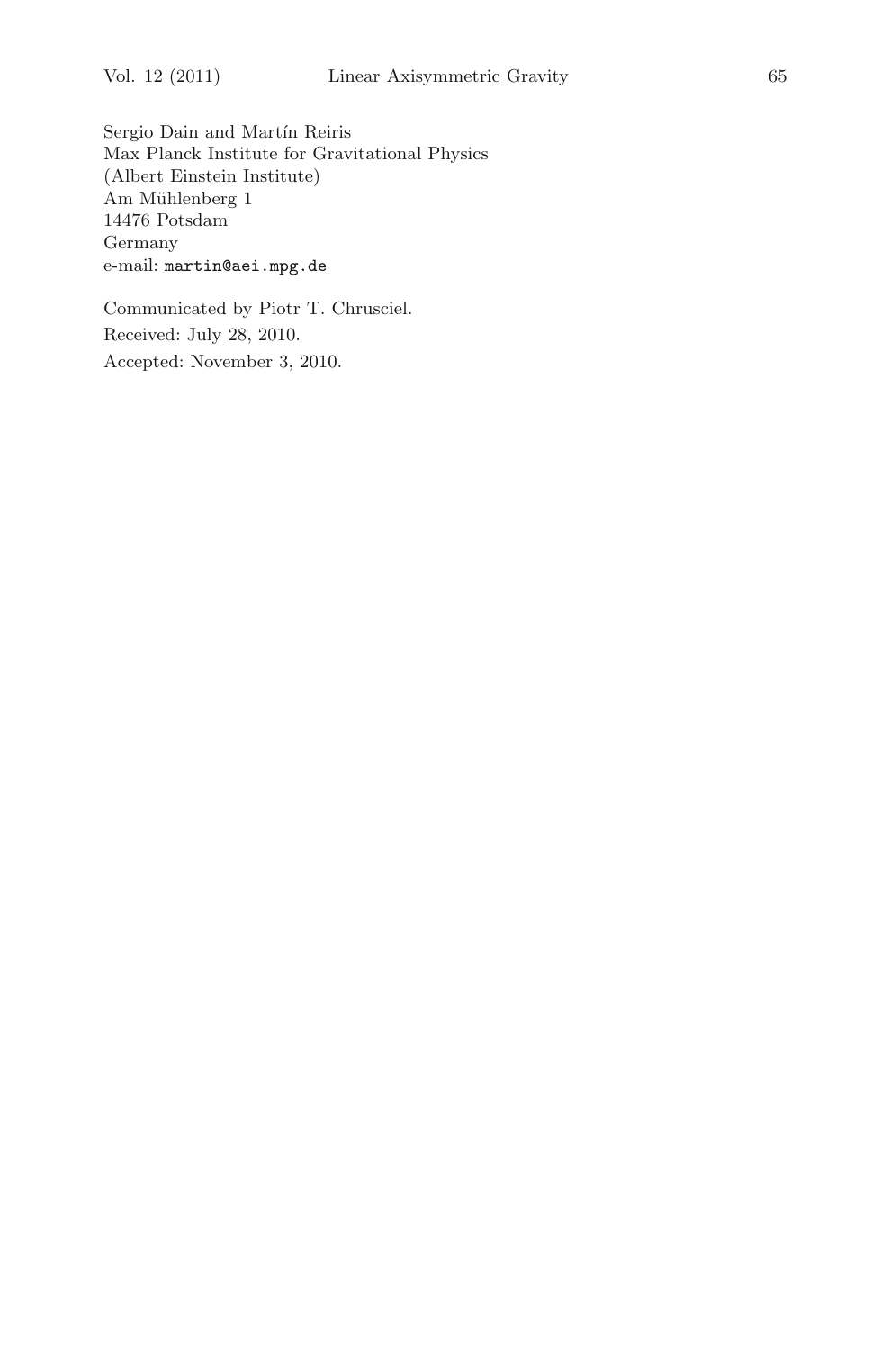Sergio Dain and Martín Reiris  
Max Planck Institute for Gravitational Physics  
(Albert Einstein Institute)  
Am Mühlenberg 1  
14476 Potsdam  
Germany  
e-mail: martin@aei.mpg.de

Communicated by Piotr T. Chrusciel.

Received: July 28, 2010.

Accepted: November 3, 2010.